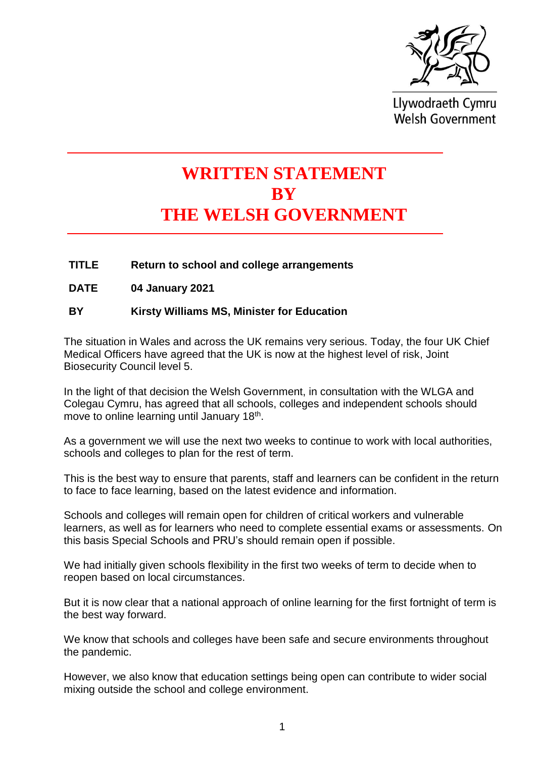Llywodraeth Cymru
Welsh Government

# WRITTEN STATEMENT BY THE WELSH GOVERNMENT

| | |
|---|---|
| **TITLE** | **Return to school and college arrangements** |
| **DATE** | **04 January 2021** |
| **BY** | **Kirsty Williams MS, Minister for Education** |

The situation in Wales and across the UK remains very serious. Today, the four UK Chief Medical Officers have agreed that the UK is now at the highest level of risk, Joint Biosecurity Council level 5.

In the light of that decision the Welsh Government, in consultation with the WLGA and Colegau Cymru, has agreed that all schools, colleges and independent schools should move to online learning until January 18th.

As a government we will use the next two weeks to continue to work with local authorities, schools and colleges to plan for the rest of term.

This is the best way to ensure that parents, staff and learners can be confident in the return to face to face learning, based on the latest evidence and information.

Schools and colleges will remain open for children of critical workers and vulnerable learners, as well as for learners who need to complete essential exams or assessments. On this basis Special Schools and PRU's should remain open if possible.

We had initially given schools flexibility in the first two weeks of term to decide when to reopen based on local circumstances.

But it is now clear that a national approach of online learning for the first fortnight of term is the best way forward.

We know that schools and colleges have been safe and secure environments throughout the pandemic.

However, we also know that education settings being open can contribute to wider social mixing outside the school and college environment.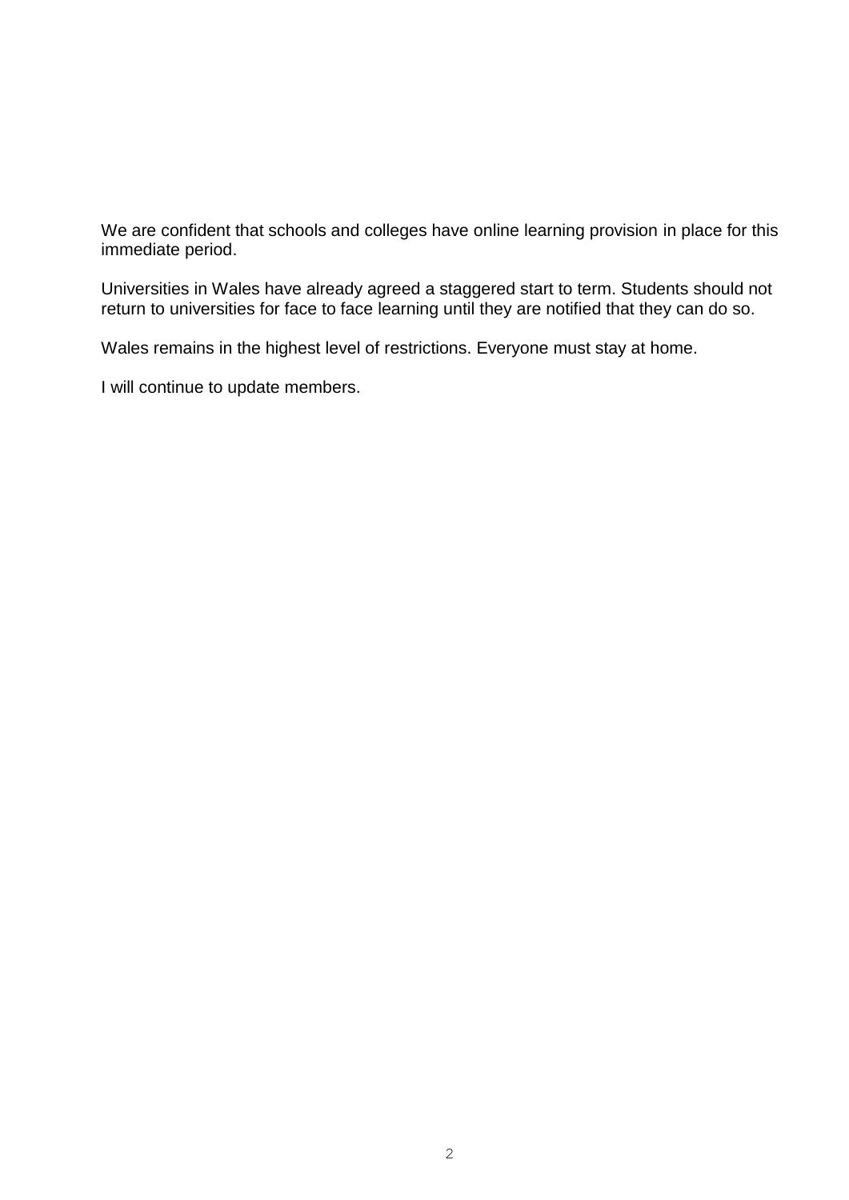We are confident that schools and colleges have online learning provision in place for this immediate period.

Universities in Wales have already agreed a staggered start to term. Students should not return to universities for face to face learning until they are notified that they can do so.

Wales remains in the highest level of restrictions. Everyone must stay at home.

I will continue to update members.